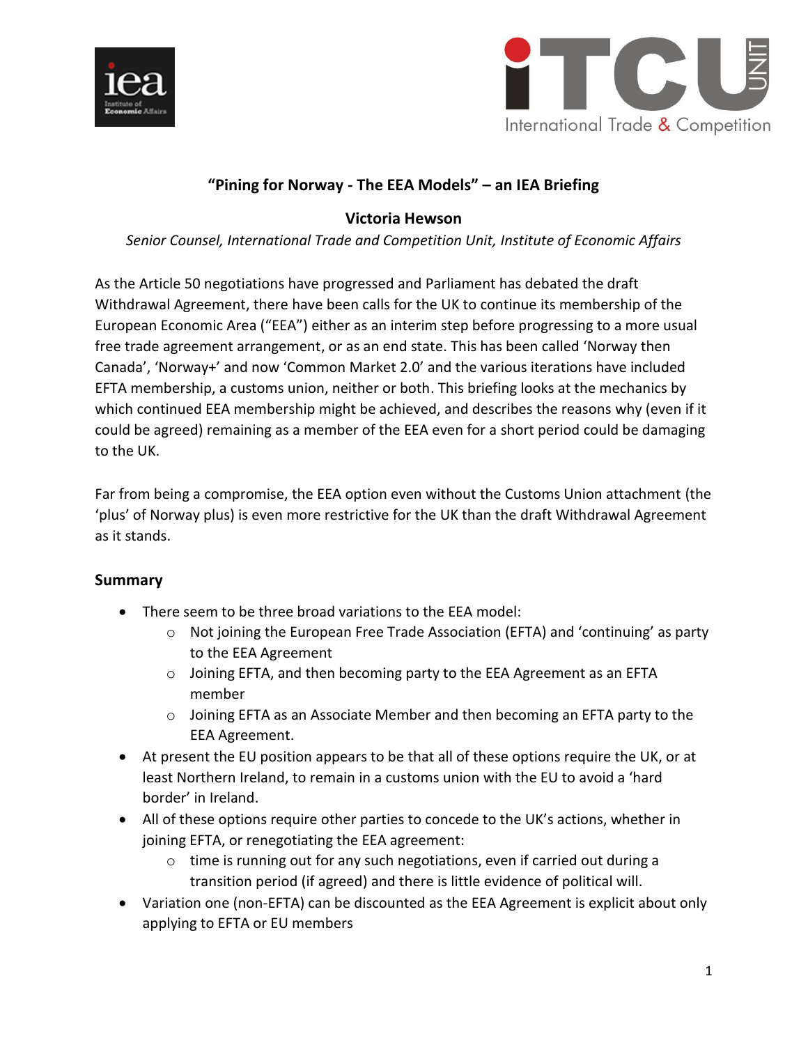**"Pining for Norway - The EEA Models" – an IEA Briefing**

**Victoria Hewson**

*Senior Counsel, International Trade and Competition Unit, Institute of Economic Affairs*

As the Article 50 negotiations have progressed and Parliament has debated the draft Withdrawal Agreement, there have been calls for the UK to continue its membership of the European Economic Area ("EEA") either as an interim step before progressing to a more usual free trade agreement arrangement, or as an end state. This has been called 'Norway then Canada', 'Norway+' and now 'Common Market 2.0' and the various iterations have included EFTA membership, a customs union, neither or both. This briefing looks at the mechanics by which continued EEA membership might be achieved, and describes the reasons why (even if it could be agreed) remaining as a member of the EEA even for a short period could be damaging to the UK.

Far from being a compromise, the EEA option even without the Customs Union attachment (the 'plus' of Norway plus) is even more restrictive for the UK than the draft Withdrawal Agreement as it stands.

## Summary

- There seem to be three broad variations to the EEA model:
  - Not joining the European Free Trade Association (EFTA) and 'continuing' as party to the EEA Agreement
  - Joining EFTA, and then becoming party to the EEA Agreement as an EFTA member
  - Joining EFTA as an Associate Member and then becoming an EFTA party to the EEA Agreement.
- At present the EU position appears to be that all of these options require the UK, or at least Northern Ireland, to remain in a customs union with the EU to avoid a 'hard border' in Ireland.
- All of these options require other parties to concede to the UK's actions, whether in joining EFTA, or renegotiating the EEA agreement:
  - time is running out for any such negotiations, even if carried out during a transition period (if agreed) and there is little evidence of political will.
- Variation one (non-EFTA) can be discounted as the EEA Agreement is explicit about only applying to EFTA or EU members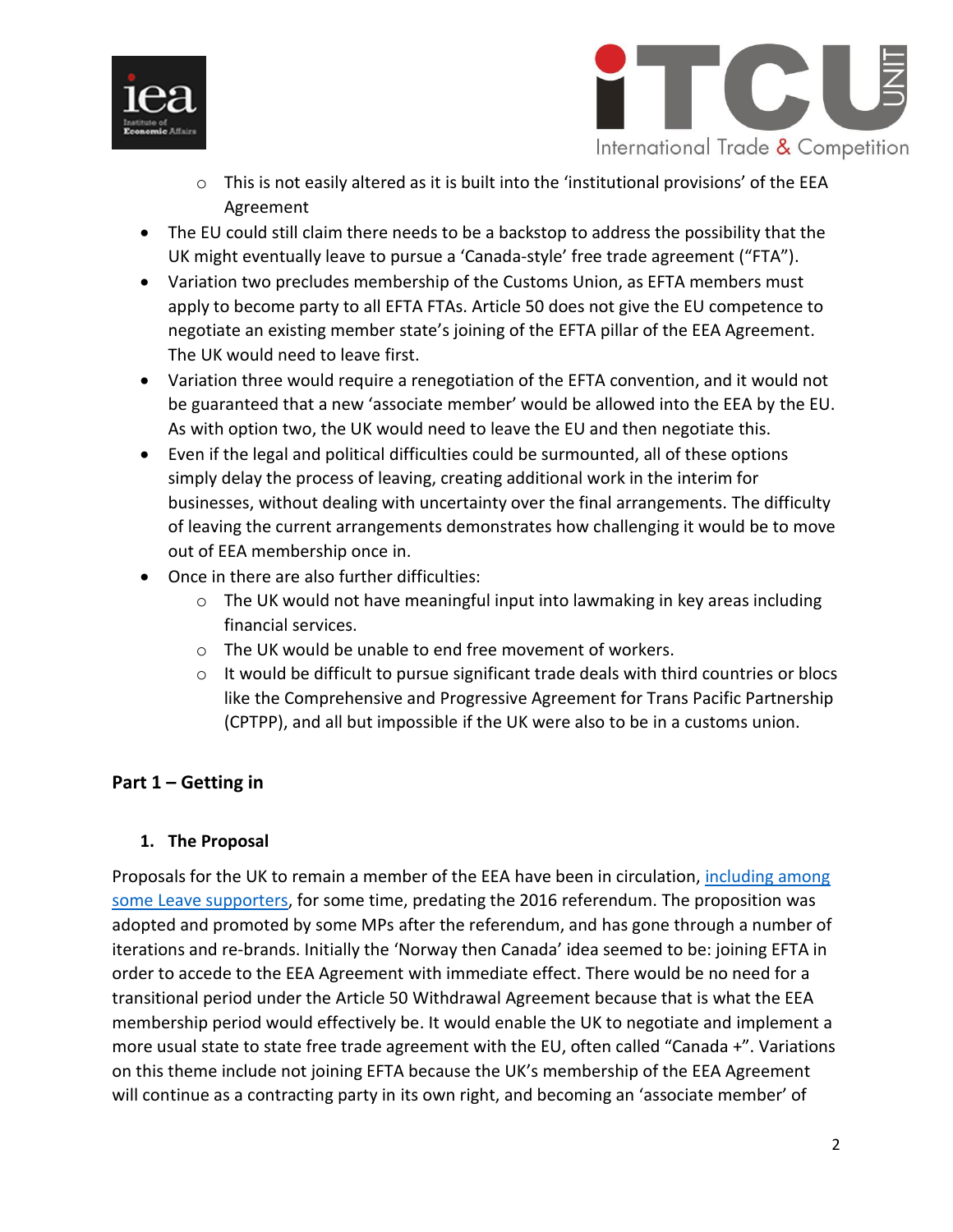- This is not easily altered as it is built into the 'institutional provisions' of the EEA Agreement
- The EU could still claim there needs to be a backstop to address the possibility that the UK might eventually leave to pursue a 'Canada-style' free trade agreement ("FTA").
- Variation two precludes membership of the Customs Union, as EFTA members must apply to become party to all EFTA FTAs. Article 50 does not give the EU competence to negotiate an existing member state's joining of the EFTA pillar of the EEA Agreement. The UK would need to leave first.
- Variation three would require a renegotiation of the EFTA convention, and it would not be guaranteed that a new 'associate member' would be allowed into the EEA by the EU. As with option two, the UK would need to leave the EU and then negotiate this.
- Even if the legal and political difficulties could be surmounted, all of these options simply delay the process of leaving, creating additional work in the interim for businesses, without dealing with uncertainty over the final arrangements. The difficulty of leaving the current arrangements demonstrates how challenging it would be to move out of EEA membership once in.
- Once in there are also further difficulties:
    - The UK would not have meaningful input into lawmaking in key areas including financial services.
    - The UK would be unable to end free movement of workers.
    - It would be difficult to pursue significant trade deals with third countries or blocs like the Comprehensive and Progressive Agreement for Trans Pacific Partnership (CPTPP), and all but impossible if the UK were also to be in a customs union.

## Part 1 – Getting in

### 1. The Proposal

Proposals for the UK to remain a member of the EEA have been in circulation, including among some Leave supporters, for some time, predating the 2016 referendum. The proposition was adopted and promoted by some MPs after the referendum, and has gone through a number of iterations and re-brands. Initially the 'Norway then Canada' idea seemed to be: joining EFTA in order to accede to the EEA Agreement with immediate effect. There would be no need for a transitional period under the Article 50 Withdrawal Agreement because that is what the EEA membership period would effectively be. It would enable the UK to negotiate and implement a more usual state to state free trade agreement with the EU, often called "Canada +". Variations on this theme include not joining EFTA because the UK's membership of the EEA Agreement will continue as a contracting party in its own right, and becoming an 'associate member' of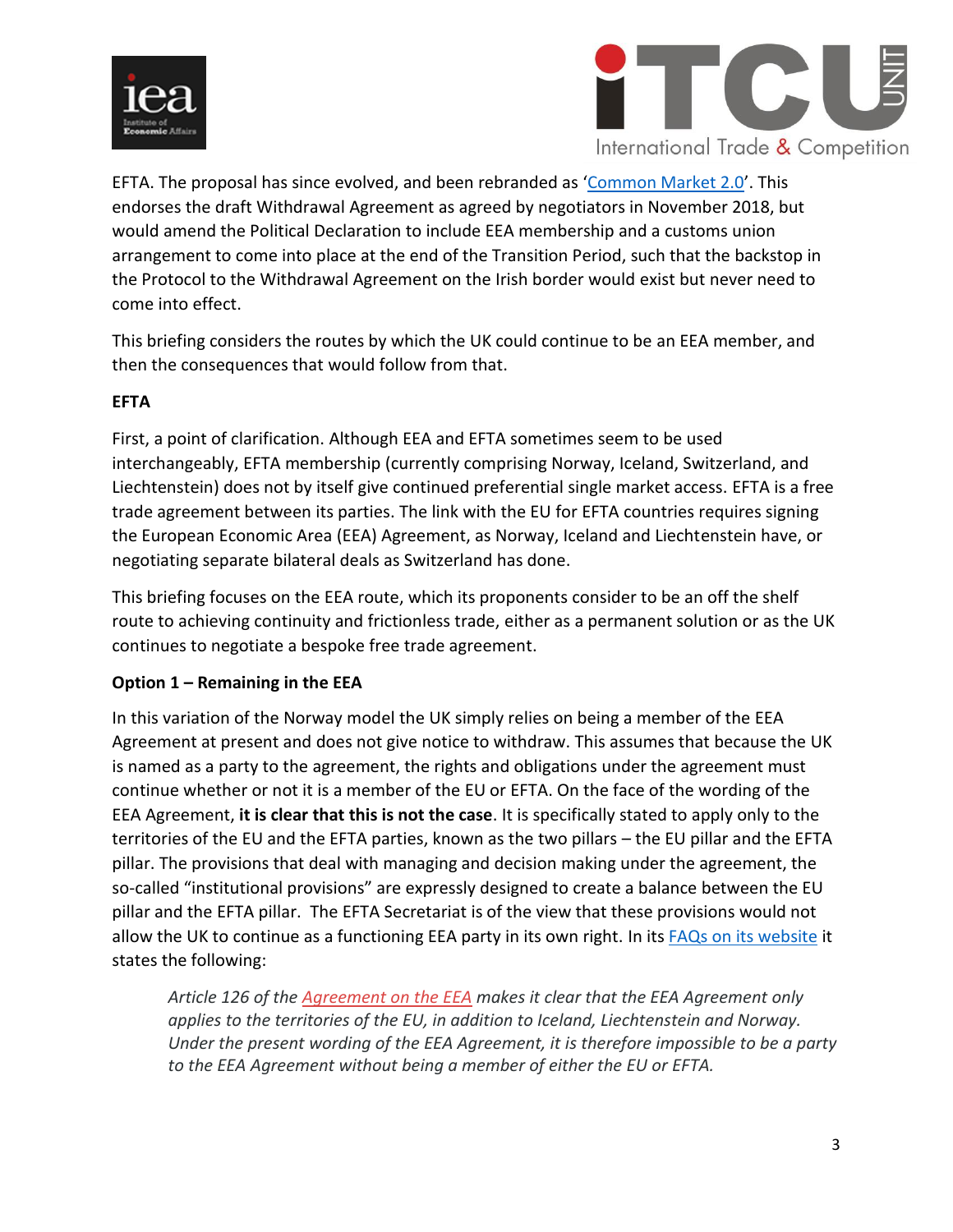EFTA. The proposal has since evolved, and been rebranded as 'Common Market 2.0'. This endorses the draft Withdrawal Agreement as agreed by negotiators in November 2018, but would amend the Political Declaration to include EEA membership and a customs union arrangement to come into place at the end of the Transition Period, such that the backstop in the Protocol to the Withdrawal Agreement on the Irish border would exist but never need to come into effect.

This briefing considers the routes by which the UK could continue to be an EEA member, and then the consequences that would follow from that.

**EFTA**

First, a point of clarification. Although EEA and EFTA sometimes seem to be used interchangeably, EFTA membership (currently comprising Norway, Iceland, Switzerland, and Liechtenstein) does not by itself give continued preferential single market access. EFTA is a free trade agreement between its parties. The link with the EU for EFTA countries requires signing the European Economic Area (EEA) Agreement, as Norway, Iceland and Liechtenstein have, or negotiating separate bilateral deals as Switzerland has done.

This briefing focuses on the EEA route, which its proponents consider to be an off the shelf route to achieving continuity and frictionless trade, either as a permanent solution or as the UK continues to negotiate a bespoke free trade agreement.

**Option 1 – Remaining in the EEA**

In this variation of the Norway model the UK simply relies on being a member of the EEA Agreement at present and does not give notice to withdraw. This assumes that because the UK is named as a party to the agreement, the rights and obligations under the agreement must continue whether or not it is a member of the EU or EFTA. On the face of the wording of the EEA Agreement, **it is clear that this is not the case**. It is specifically stated to apply only to the territories of the EU and the EFTA parties, known as the two pillars – the EU pillar and the EFTA pillar. The provisions that deal with managing and decision making under the agreement, the so-called "institutional provisions" are expressly designed to create a balance between the EU pillar and the EFTA pillar. The EFTA Secretariat is of the view that these provisions would not allow the UK to continue as a functioning EEA party in its own right. In its FAQs on its website it states the following:

> *Article 126 of the Agreement on the EEA makes it clear that the EEA Agreement only applies to the territories of the EU, in addition to Iceland, Liechtenstein and Norway. Under the present wording of the EEA Agreement, it is therefore impossible to be a party to the EEA Agreement without being a member of either the EU or EFTA.*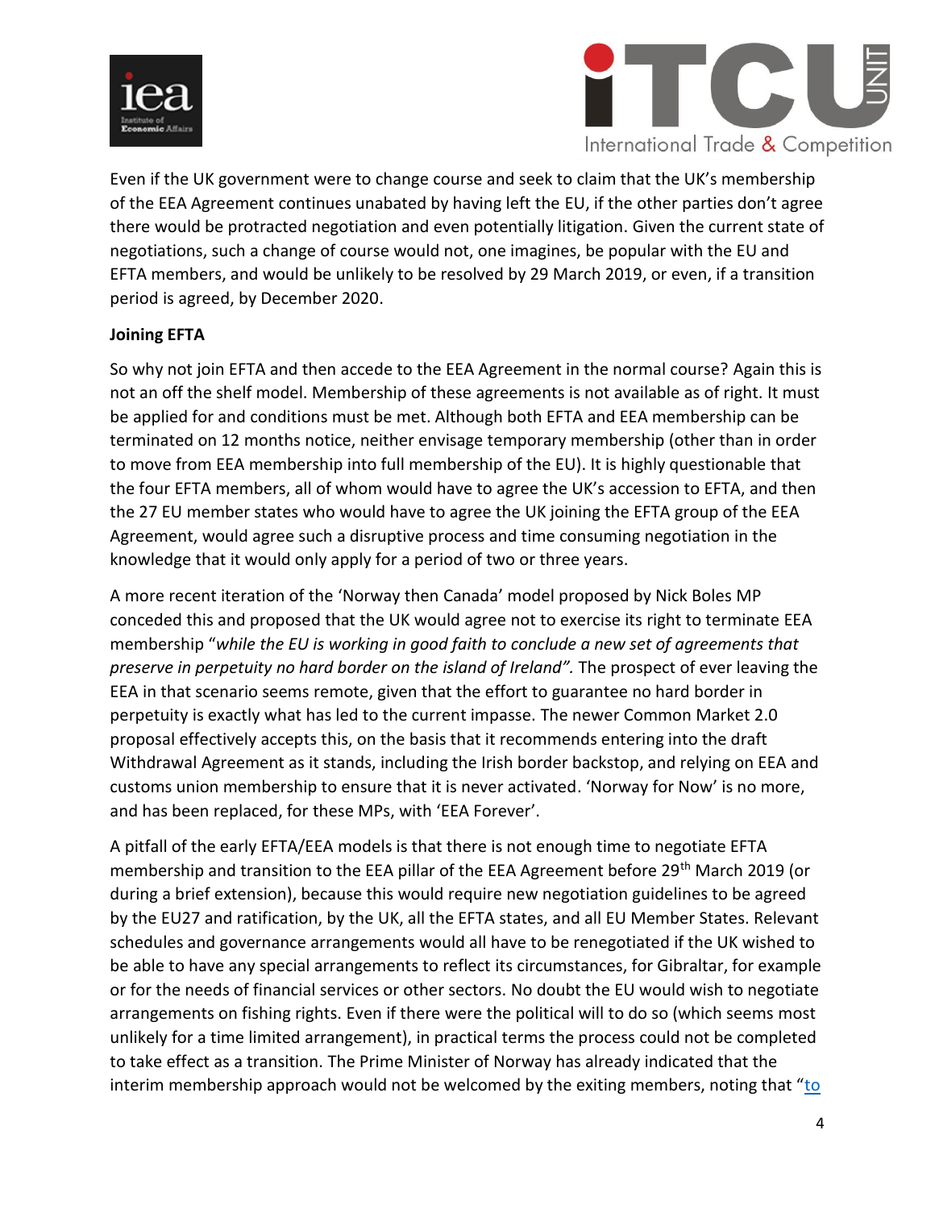Even if the UK government were to change course and seek to claim that the UK's membership of the EEA Agreement continues unabated by having left the EU, if the other parties don't agree there would be protracted negotiation and even potentially litigation. Given the current state of negotiations, such a change of course would not, one imagines, be popular with the EU and EFTA members, and would be unlikely to be resolved by 29 March 2019, or even, if a transition period is agreed, by December 2020.

**Joining EFTA**

So why not join EFTA and then accede to the EEA Agreement in the normal course? Again this is not an off the shelf model. Membership of these agreements is not available as of right. It must be applied for and conditions must be met. Although both EFTA and EEA membership can be terminated on 12 months notice, neither envisage temporary membership (other than in order to move from EEA membership into full membership of the EU). It is highly questionable that the four EFTA members, all of whom would have to agree the UK's accession to EFTA, and then the 27 EU member states who would have to agree the UK joining the EFTA group of the EEA Agreement, would agree such a disruptive process and time consuming negotiation in the knowledge that it would only apply for a period of two or three years.

A more recent iteration of the 'Norway then Canada' model proposed by Nick Boles MP conceded this and proposed that the UK would agree not to exercise its right to terminate EEA membership "*while the EU is working in good faith to conclude a new set of agreements that preserve in perpetuity no hard border on the island of Ireland".* The prospect of ever leaving the EEA in that scenario seems remote, given that the effort to guarantee no hard border in perpetuity is exactly what has led to the current impasse. The newer Common Market 2.0 proposal effectively accepts this, on the basis that it recommends entering into the draft Withdrawal Agreement as it stands, including the Irish border backstop, and relying on EEA and customs union membership to ensure that it is never activated. 'Norway for Now' is no more, and has been replaced, for these MPs, with 'EEA Forever'.

A pitfall of the early EFTA/EEA models is that there is not enough time to negotiate EFTA membership and transition to the EEA pillar of the EEA Agreement before 29th March 2019 (or during a brief extension), because this would require new negotiation guidelines to be agreed by the EU27 and ratification, by the UK, all the EFTA states, and all EU Member States. Relevant schedules and governance arrangements would all have to be renegotiated if the UK wished to be able to have any special arrangements to reflect its circumstances, for Gibraltar, for example or for the needs of financial services or other sectors. No doubt the EU would wish to negotiate arrangements on fishing rights. Even if there were the political will to do so (which seems most unlikely for a time limited arrangement), in practical terms the process could not be completed to take effect as a transition. The Prime Minister of Norway has already indicated that the interim membership approach would not be welcomed by the exiting members, noting that "to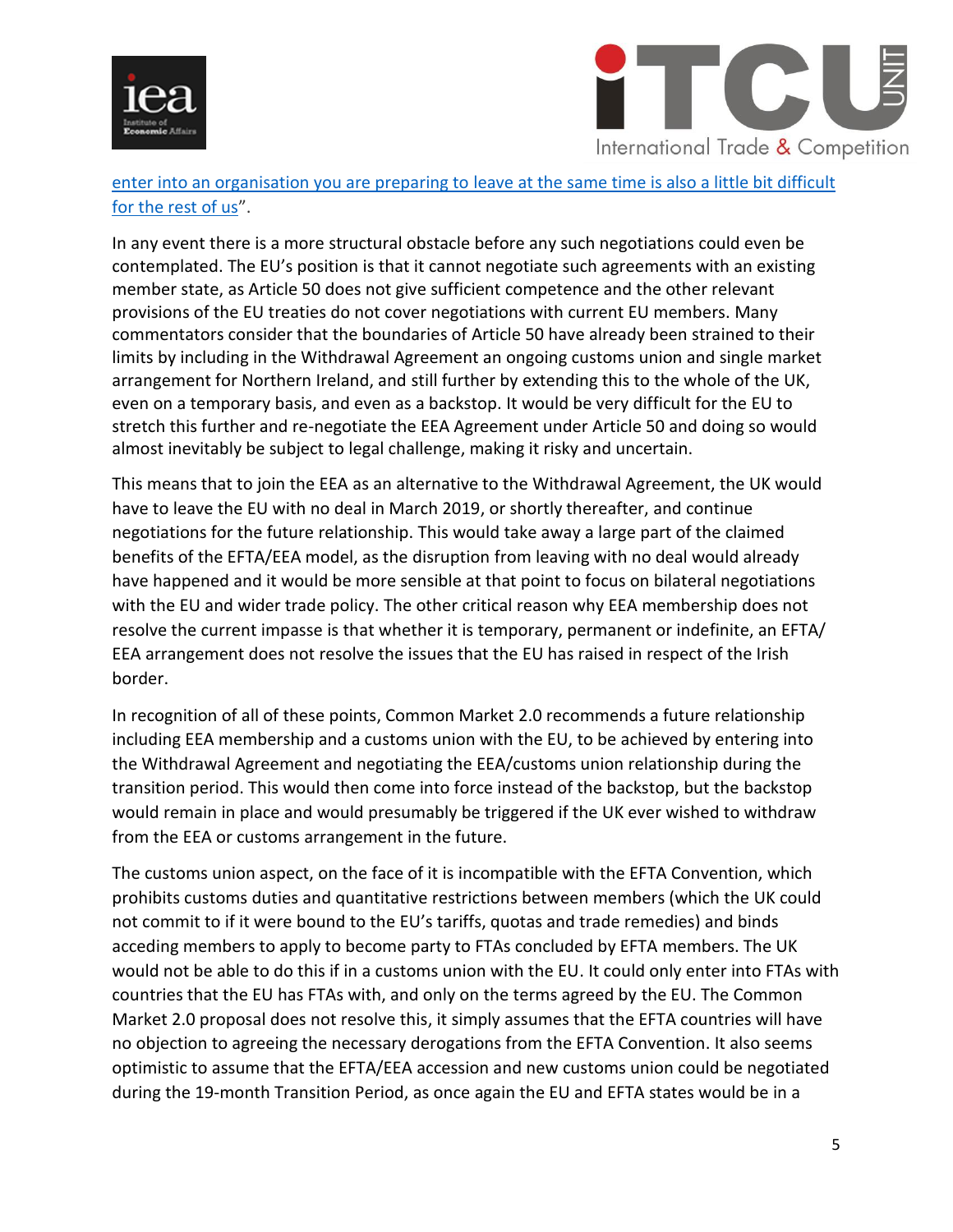enter into an organisation you are preparing to leave at the same time is also a little bit difficult for the rest of us".

In any event there is a more structural obstacle before any such negotiations could even be contemplated. The EU's position is that it cannot negotiate such agreements with an existing member state, as Article 50 does not give sufficient competence and the other relevant provisions of the EU treaties do not cover negotiations with current EU members. Many commentators consider that the boundaries of Article 50 have already been strained to their limits by including in the Withdrawal Agreement an ongoing customs union and single market arrangement for Northern Ireland, and still further by extending this to the whole of the UK, even on a temporary basis, and even as a backstop. It would be very difficult for the EU to stretch this further and re-negotiate the EEA Agreement under Article 50 and doing so would almost inevitably be subject to legal challenge, making it risky and uncertain.

This means that to join the EEA as an alternative to the Withdrawal Agreement, the UK would have to leave the EU with no deal in March 2019, or shortly thereafter, and continue negotiations for the future relationship. This would take away a large part of the claimed benefits of the EFTA/EEA model, as the disruption from leaving with no deal would already have happened and it would be more sensible at that point to focus on bilateral negotiations with the EU and wider trade policy. The other critical reason why EEA membership does not resolve the current impasse is that whether it is temporary, permanent or indefinite, an EFTA/EEA arrangement does not resolve the issues that the EU has raised in respect of the Irish border.

In recognition of all of these points, Common Market 2.0 recommends a future relationship including EEA membership and a customs union with the EU, to be achieved by entering into the Withdrawal Agreement and negotiating the EEA/customs union relationship during the transition period. This would then come into force instead of the backstop, but the backstop would remain in place and would presumably be triggered if the UK ever wished to withdraw from the EEA or customs arrangement in the future.

The customs union aspect, on the face of it is incompatible with the EFTA Convention, which prohibits customs duties and quantitative restrictions between members (which the UK could not commit to if it were bound to the EU's tariffs, quotas and trade remedies) and binds acceding members to apply to become party to FTAs concluded by EFTA members. The UK would not be able to do this if in a customs union with the EU. It could only enter into FTAs with countries that the EU has FTAs with, and only on the terms agreed by the EU. The Common Market 2.0 proposal does not resolve this, it simply assumes that the EFTA countries will have no objection to agreeing the necessary derogations from the EFTA Convention. It also seems optimistic to assume that the EFTA/EEA accession and new customs union could be negotiated during the 19-month Transition Period, as once again the EU and EFTA states would be in a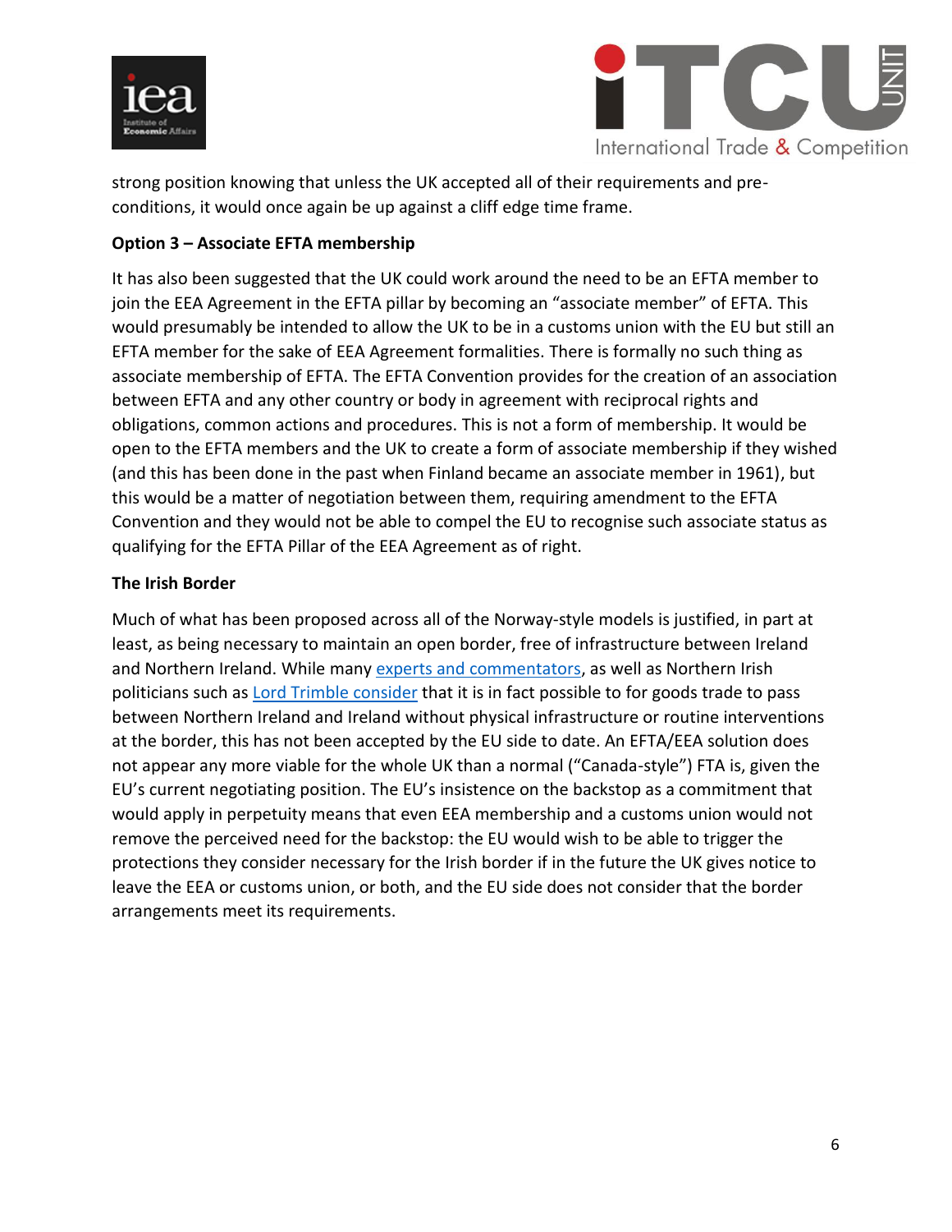strong position knowing that unless the UK accepted all of their requirements and pre-conditions, it would once again be up against a cliff edge time frame.

**Option 3 – Associate EFTA membership**

It has also been suggested that the UK could work around the need to be an EFTA member to join the EEA Agreement in the EFTA pillar by becoming an "associate member" of EFTA. This would presumably be intended to allow the UK to be in a customs union with the EU but still an EFTA member for the sake of EEA Agreement formalities. There is formally no such thing as associate membership of EFTA. The EFTA Convention provides for the creation of an association between EFTA and any other country or body in agreement with reciprocal rights and obligations, common actions and procedures. This is not a form of membership. It would be open to the EFTA members and the UK to create a form of associate membership if they wished (and this has been done in the past when Finland became an associate member in 1961), but this would be a matter of negotiation between them, requiring amendment to the EFTA Convention and they would not be able to compel the EU to recognise such associate status as qualifying for the EFTA Pillar of the EEA Agreement as of right.

**The Irish Border**

Much of what has been proposed across all of the Norway-style models is justified, in part at least, as being necessary to maintain an open border, free of infrastructure between Ireland and Northern Ireland. While many experts and commentators, as well as Northern Irish politicians such as Lord Trimble consider that it is in fact possible to for goods trade to pass between Northern Ireland and Ireland without physical infrastructure or routine interventions at the border, this has not been accepted by the EU side to date. An EFTA/EEA solution does not appear any more viable for the whole UK than a normal ("Canada-style") FTA is, given the EU's current negotiating position. The EU's insistence on the backstop as a commitment that would apply in perpetuity means that even EEA membership and a customs union would not remove the perceived need for the backstop: the EU would wish to be able to trigger the protections they consider necessary for the Irish border if in the future the UK gives notice to leave the EEA or customs union, or both, and the EU side does not consider that the border arrangements meet its requirements.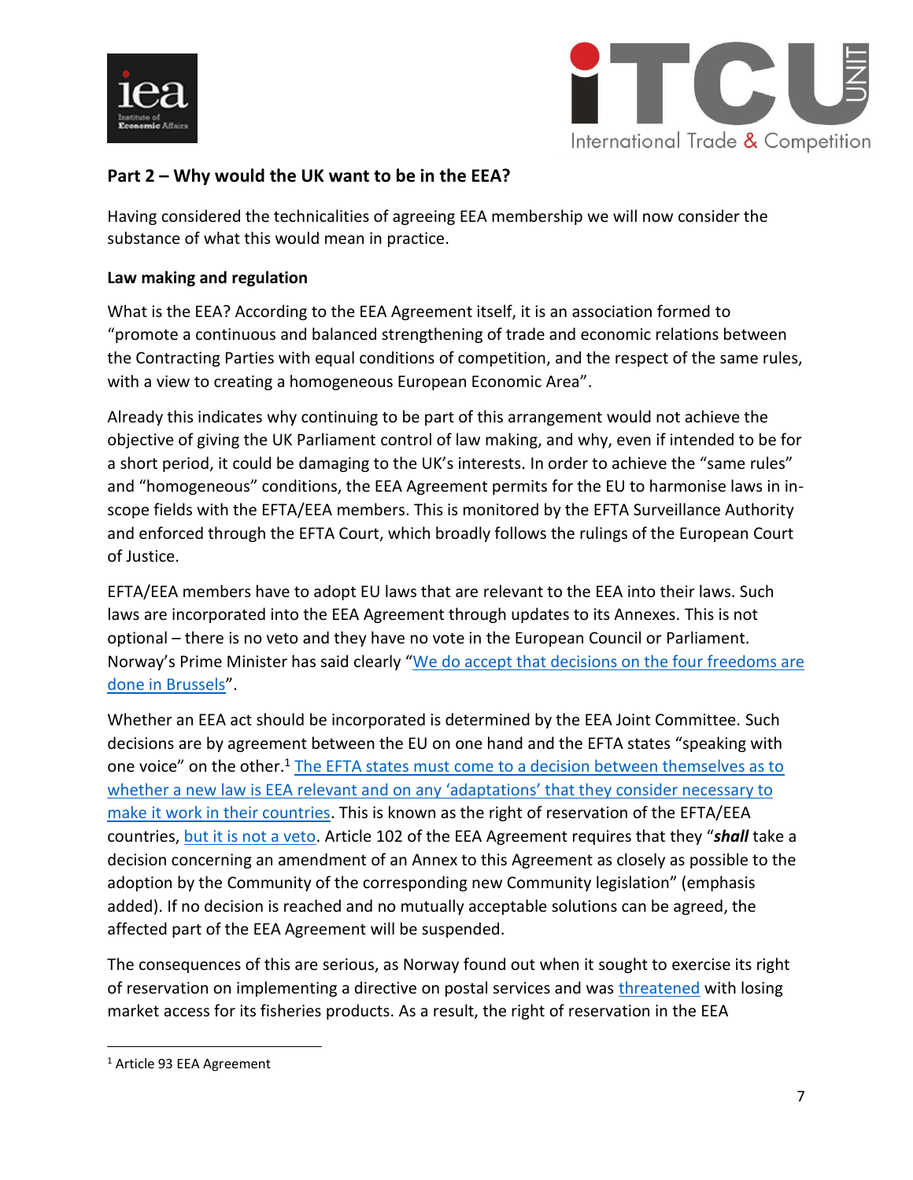## Part 2 – Why would the UK want to be in the EEA?

Having considered the technicalities of agreeing EEA membership we will now consider the substance of what this would mean in practice.

### Law making and regulation

What is the EEA? According to the EEA Agreement itself, it is an association formed to "promote a continuous and balanced strengthening of trade and economic relations between the Contracting Parties with equal conditions of competition, and the respect of the same rules, with a view to creating a homogeneous European Economic Area".

Already this indicates why continuing to be part of this arrangement would not achieve the objective of giving the UK Parliament control of law making, and why, even if intended to be for a short period, it could be damaging to the UK's interests. In order to achieve the "same rules" and "homogeneous" conditions, the EEA Agreement permits for the EU to harmonise laws in in-scope fields with the EFTA/EEA members. This is monitored by the EFTA Surveillance Authority and enforced through the EFTA Court, which broadly follows the rulings of the European Court of Justice.

EFTA/EEA members have to adopt EU laws that are relevant to the EEA into their laws. Such laws are incorporated into the EEA Agreement through updates to its Annexes. This is not optional – there is no veto and they have no vote in the European Council or Parliament. Norway's Prime Minister has said clearly "We do accept that decisions on the four freedoms are done in Brussels".

Whether an EEA act should be incorporated is determined by the EEA Joint Committee. Such decisions are by agreement between the EU on one hand and the EFTA states "speaking with one voice" on the other.[1] The EFTA states must come to a decision between themselves as to whether a new law is EEA relevant and on any 'adaptations' that they consider necessary to make it work in their countries. This is known as the right of reservation of the EFTA/EEA countries, but it is not a veto. Article 102 of the EEA Agreement requires that they "***shall*** take a decision concerning an amendment of an Annex to this Agreement as closely as possible to the adoption by the Community of the corresponding new Community legislation" (emphasis added). If no decision is reached and no mutually acceptable solutions can be agreed, the affected part of the EEA Agreement will be suspended.

The consequences of this are serious, as Norway found out when it sought to exercise its right of reservation on implementing a directive on postal services and was threatened with losing market access for its fisheries products. As a result, the right of reservation in the EEA

[1] Article 93 EEA Agreement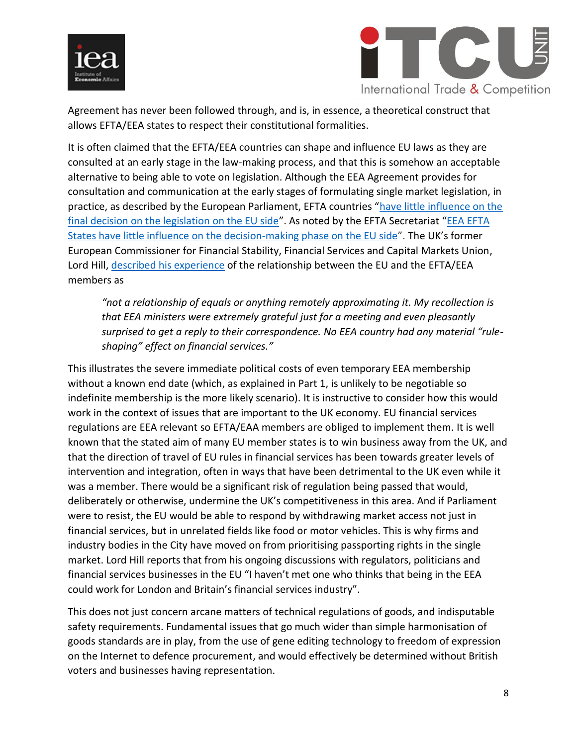Agreement has never been followed through, and is, in essence, a theoretical construct that allows EFTA/EEA states to respect their constitutional formalities.

It is often claimed that the EFTA/EEA countries can shape and influence EU laws as they are consulted at an early stage in the law-making process, and that this is somehow an acceptable alternative to being able to vote on legislation. Although the EEA Agreement provides for consultation and communication at the early stages of formulating single market legislation, in practice, as described by the European Parliament, EFTA countries "have little influence on the final decision on the legislation on the EU side". As noted by the EFTA Secretariat "EEA EFTA States have little influence on the decision-making phase on the EU side". The UK's former European Commissioner for Financial Stability, Financial Services and Capital Markets Union, Lord Hill, described his experience of the relationship between the EU and the EFTA/EEA members as

> *"not a relationship of equals or anything remotely approximating it. My recollection is that EEA ministers were extremely grateful just for a meeting and even pleasantly surprised to get a reply to their correspondence. No EEA country had any material "rule-shaping" effect on financial services."*

This illustrates the severe immediate political costs of even temporary EEA membership without a known end date (which, as explained in Part 1, is unlikely to be negotiable so indefinite membership is the more likely scenario). It is instructive to consider how this would work in the context of issues that are important to the UK economy. EU financial services regulations are EEA relevant so EFTA/EAA members are obliged to implement them. It is well known that the stated aim of many EU member states is to win business away from the UK, and that the direction of travel of EU rules in financial services has been towards greater levels of intervention and integration, often in ways that have been detrimental to the UK even while it was a member. There would be a significant risk of regulation being passed that would, deliberately or otherwise, undermine the UK's competitiveness in this area. And if Parliament were to resist, the EU would be able to respond by withdrawing market access not just in financial services, but in unrelated fields like food or motor vehicles. This is why firms and industry bodies in the City have moved on from prioritising passporting rights in the single market. Lord Hill reports that from his ongoing discussions with regulators, politicians and financial services businesses in the EU "I haven't met one who thinks that being in the EEA could work for London and Britain's financial services industry".

This does not just concern arcane matters of technical regulations of goods, and indisputable safety requirements. Fundamental issues that go much wider than simple harmonisation of goods standards are in play, from the use of gene editing technology to freedom of expression on the Internet to defence procurement, and would effectively be determined without British voters and businesses having representation.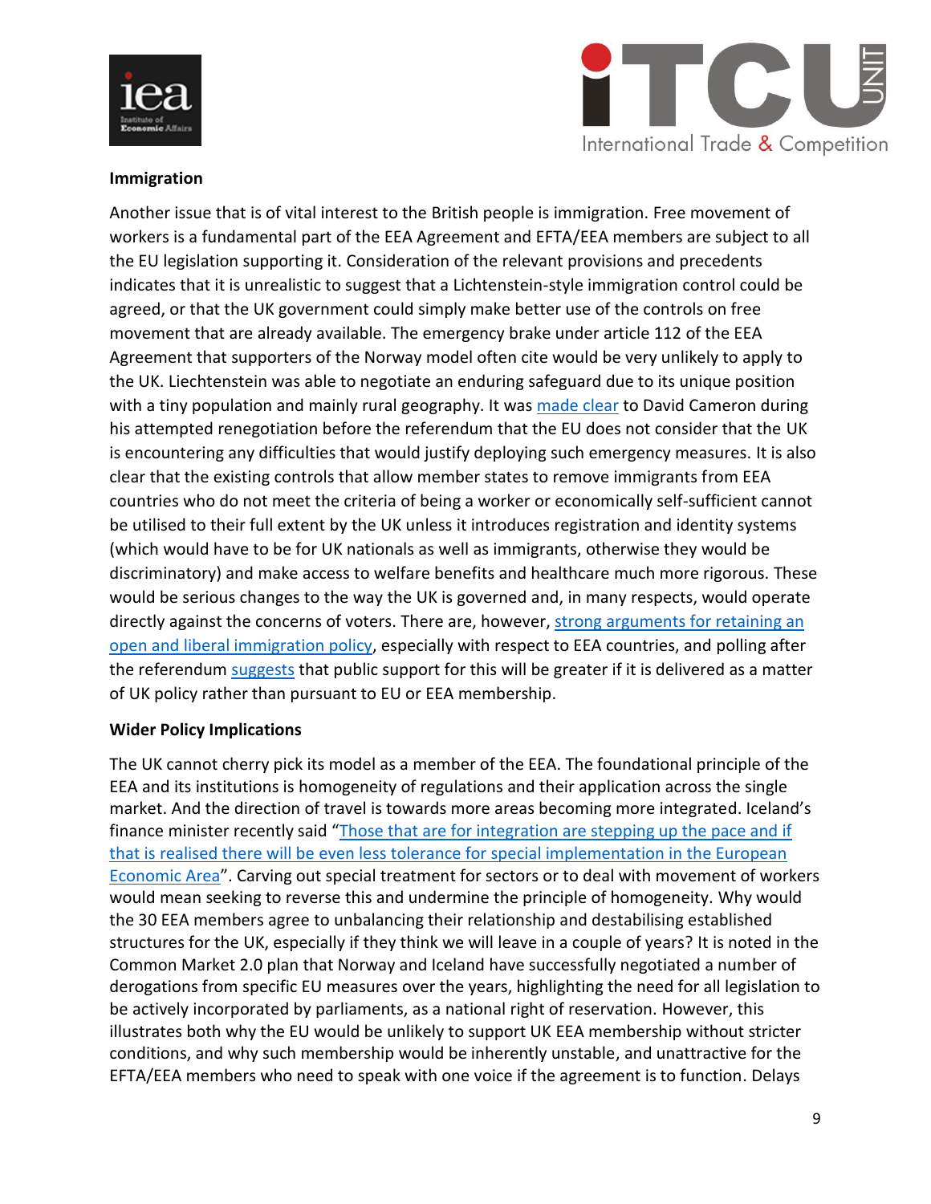### Immigration

Another issue that is of vital interest to the British people is immigration. Free movement of workers is a fundamental part of the EEA Agreement and EFTA/EEA members are subject to all the EU legislation supporting it. Consideration of the relevant provisions and precedents indicates that it is unrealistic to suggest that a Lichtenstein-style immigration control could be agreed, or that the UK government could simply make better use of the controls on free movement that are already available. The emergency brake under article 112 of the EEA Agreement that supporters of the Norway model often cite would be very unlikely to apply to the UK. Liechtenstein was able to negotiate an enduring safeguard due to its unique position with a tiny population and mainly rural geography. It was made clear to David Cameron during his attempted renegotiation before the referendum that the EU does not consider that the UK is encountering any difficulties that would justify deploying such emergency measures. It is also clear that the existing controls that allow member states to remove immigrants from EEA countries who do not meet the criteria of being a worker or economically self-sufficient cannot be utilised to their full extent by the UK unless it introduces registration and identity systems (which would have to be for UK nationals as well as immigrants, otherwise they would be discriminatory) and make access to welfare benefits and healthcare much more rigorous. These would be serious changes to the way the UK is governed and, in many respects, would operate directly against the concerns of voters. There are, however, strong arguments for retaining an open and liberal immigration policy, especially with respect to EEA countries, and polling after the referendum suggests that public support for this will be greater if it is delivered as a matter of UK policy rather than pursuant to EU or EEA membership.

### Wider Policy Implications

The UK cannot cherry pick its model as a member of the EEA. The foundational principle of the EEA and its institutions is homogeneity of regulations and their application across the single market. And the direction of travel is towards more areas becoming more integrated. Iceland's finance minister recently said "Those that are for integration are stepping up the pace and if that is realised there will be even less tolerance for special implementation in the European Economic Area". Carving out special treatment for sectors or to deal with movement of workers would mean seeking to reverse this and undermine the principle of homogeneity. Why would the 30 EEA members agree to unbalancing their relationship and destabilising established structures for the UK, especially if they think we will leave in a couple of years? It is noted in the Common Market 2.0 plan that Norway and Iceland have successfully negotiated a number of derogations from specific EU measures over the years, highlighting the need for all legislation to be actively incorporated by parliaments, as a national right of reservation. However, this illustrates both why the EU would be unlikely to support UK EEA membership without stricter conditions, and why such membership would be inherently unstable, and unattractive for the EFTA/EEA members who need to speak with one voice if the agreement is to function. Delays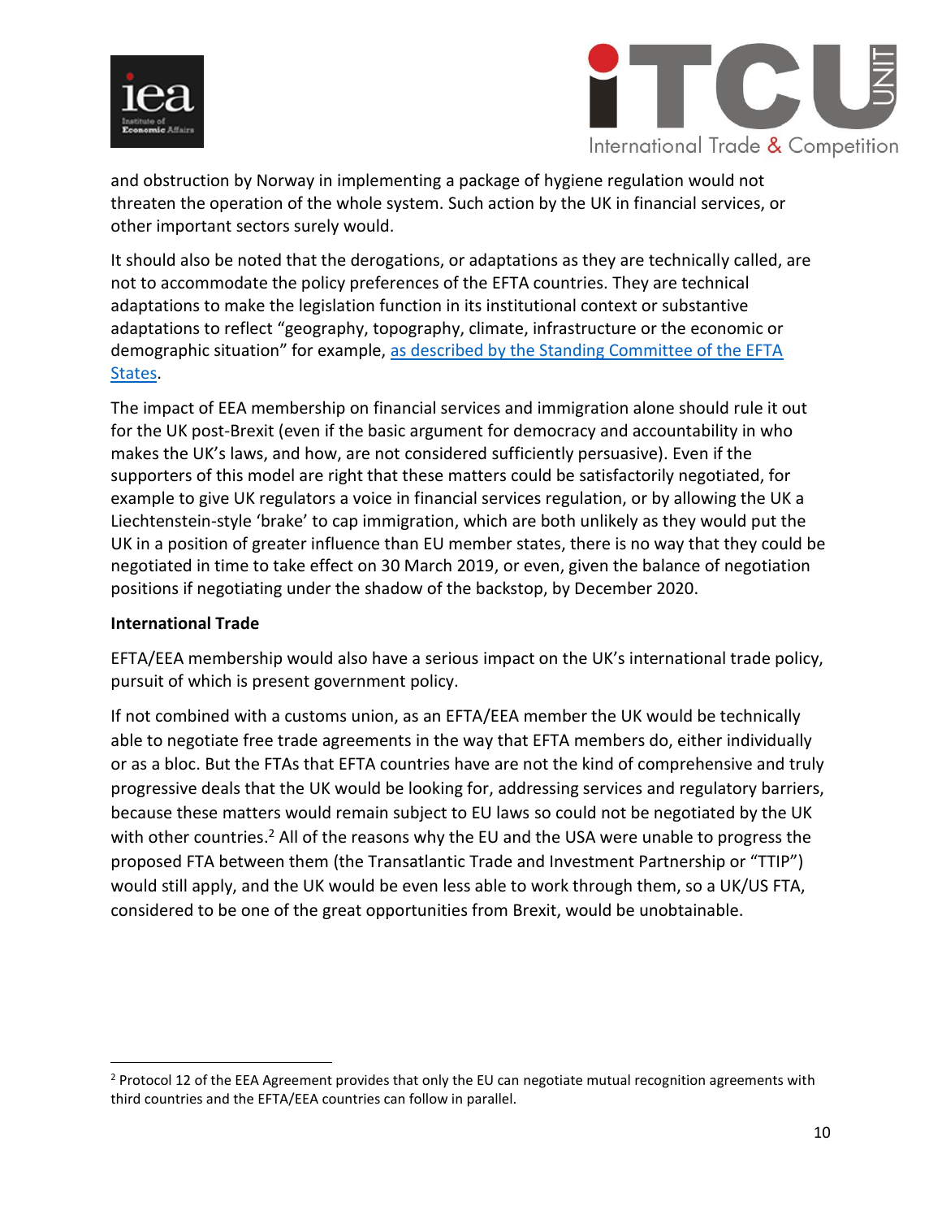and obstruction by Norway in implementing a package of hygiene regulation would not threaten the operation of the whole system. Such action by the UK in financial services, or other important sectors surely would.

It should also be noted that the derogations, or adaptations as they are technically called, are not to accommodate the policy preferences of the EFTA countries. They are technical adaptations to make the legislation function in its institutional context or substantive adaptations to reflect "geography, topography, climate, infrastructure or the economic or demographic situation" for example, as described by the Standing Committee of the EFTA States.

The impact of EEA membership on financial services and immigration alone should rule it out for the UK post-Brexit (even if the basic argument for democracy and accountability in who makes the UK's laws, and how, are not considered sufficiently persuasive). Even if the supporters of this model are right that these matters could be satisfactorily negotiated, for example to give UK regulators a voice in financial services regulation, or by allowing the UK a Liechtenstein-style 'brake' to cap immigration, which are both unlikely as they would put the UK in a position of greater influence than EU member states, there is no way that they could be negotiated in time to take effect on 30 March 2019, or even, given the balance of negotiation positions if negotiating under the shadow of the backstop, by December 2020.

**International Trade**

EFTA/EEA membership would also have a serious impact on the UK's international trade policy, pursuit of which is present government policy.

If not combined with a customs union, as an EFTA/EEA member the UK would be technically able to negotiate free trade agreements in the way that EFTA members do, either individually or as a bloc. But the FTAs that EFTA countries have are not the kind of comprehensive and truly progressive deals that the UK would be looking for, addressing services and regulatory barriers, because these matters would remain subject to EU laws so could not be negotiated by the UK with other countries.[2] All of the reasons why the EU and the USA were unable to progress the proposed FTA between them (the Transatlantic Trade and Investment Partnership or "TTIP") would still apply, and the UK would be even less able to work through them, so a UK/US FTA, considered to be one of the great opportunities from Brexit, would be unobtainable.

[2] Protocol 12 of the EEA Agreement provides that only the EU can negotiate mutual recognition agreements with third countries and the EFTA/EEA countries can follow in parallel.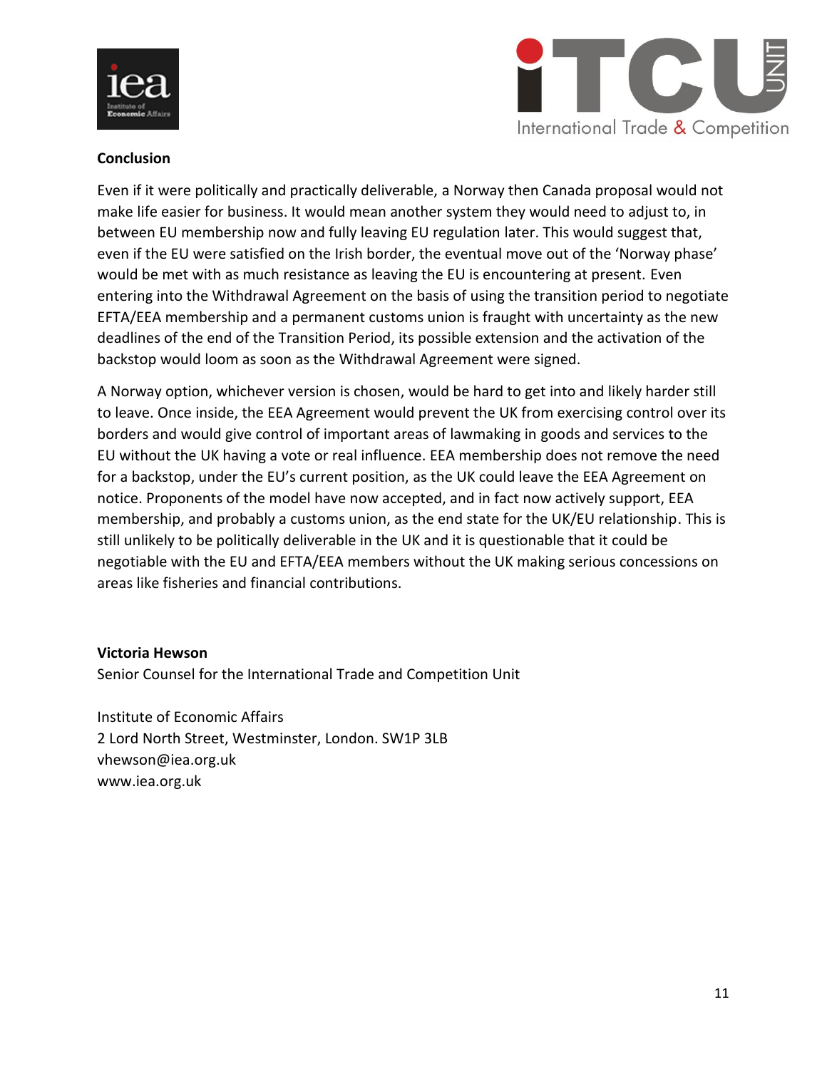## Conclusion

Even if it were politically and practically deliverable, a Norway then Canada proposal would not make life easier for business. It would mean another system they would need to adjust to, in between EU membership now and fully leaving EU regulation later. This would suggest that, even if the EU were satisfied on the Irish border, the eventual move out of the 'Norway phase' would be met with as much resistance as leaving the EU is encountering at present. Even entering into the Withdrawal Agreement on the basis of using the transition period to negotiate EFTA/EEA membership and a permanent customs union is fraught with uncertainty as the new deadlines of the end of the Transition Period, its possible extension and the activation of the backstop would loom as soon as the Withdrawal Agreement were signed.

A Norway option, whichever version is chosen, would be hard to get into and likely harder still to leave. Once inside, the EEA Agreement would prevent the UK from exercising control over its borders and would give control of important areas of lawmaking in goods and services to the EU without the UK having a vote or real influence. EEA membership does not remove the need for a backstop, under the EU's current position, as the UK could leave the EEA Agreement on notice. Proponents of the model have now accepted, and in fact now actively support, EEA membership, and probably a customs union, as the end state for the UK/EU relationship. This is still unlikely to be politically deliverable in the UK and it is questionable that it could be negotiable with the EU and EFTA/EEA members without the UK making serious concessions on areas like fisheries and financial contributions.

**Victoria Hewson**
Senior Counsel for the International Trade and Competition Unit

Institute of Economic Affairs
2 Lord North Street, Westminster, London. SW1P 3LB
vhewson@iea.org.uk
www.iea.org.uk